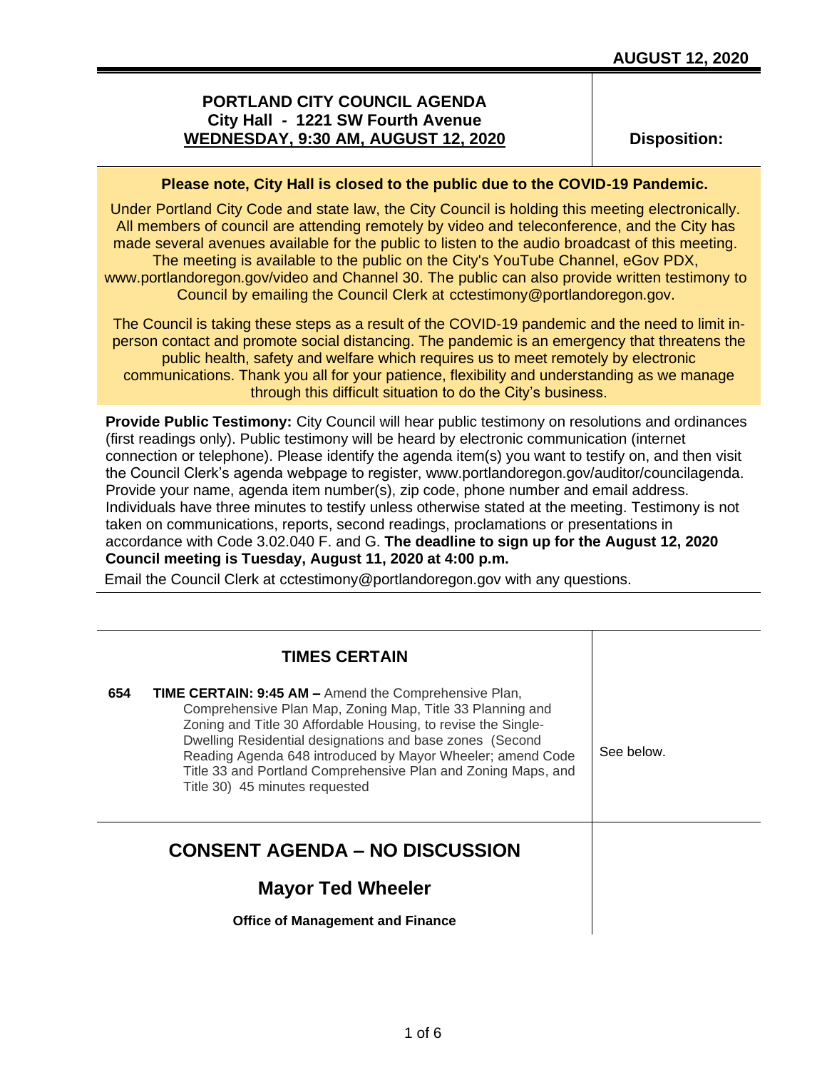**AUGUST 12, 2020**

# PORTLAND CITY COUNCIL AGENDA
**City Hall - 1221 SW Fourth Avenue**
**WEDNESDAY, 9:30 AM, AUGUST 12, 2020**

**Disposition:**

**Please note, City Hall is closed to the public due to the COVID-19 Pandemic.**

Under Portland City Code and state law, the City Council is holding this meeting electronically. All members of council are attending remotely by video and teleconference, and the City has made several avenues available for the public to listen to the audio broadcast of this meeting. The meeting is available to the public on the City's YouTube Channel, eGov PDX, www.portlandoregon.gov/video and Channel 30. The public can also provide written testimony to Council by emailing the Council Clerk at cctestimony@portlandoregon.gov.

The Council is taking these steps as a result of the COVID-19 pandemic and the need to limit in-person contact and promote social distancing. The pandemic is an emergency that threatens the public health, safety and welfare which requires us to meet remotely by electronic communications. Thank you all for your patience, flexibility and understanding as we manage through this difficult situation to do the City's business.

**Provide Public Testimony:** City Council will hear public testimony on resolutions and ordinances (first readings only). Public testimony will be heard by electronic communication (internet connection or telephone). Please identify the agenda item(s) you want to testify on, and then visit the Council Clerk's agenda webpage to register, www.portlandoregon.gov/auditor/councilagenda. Provide your name, agenda item number(s), zip code, phone number and email address. Individuals have three minutes to testify unless otherwise stated at the meeting. Testimony is not taken on communications, reports, second readings, proclamations or presentations in accordance with Code 3.02.040 F. and G. **The deadline to sign up for the August 12, 2020 Council meeting is Tuesday, August 11, 2020 at 4:00 p.m.**

Email the Council Clerk at cctestimony@portlandoregon.gov with any questions.

## TIMES CERTAIN

| | Item | Disposition |
|---|---|---|
| **654** | **TIME CERTAIN: 9:45 AM –** Amend the Comprehensive Plan, Comprehensive Plan Map, Zoning Map, Title 33 Planning and Zoning and Title 30 Affordable Housing, to revise the Single-Dwelling Residential designations and base zones (Second Reading Agenda 648 introduced by Mayor Wheeler; amend Code Title 33 and Portland Comprehensive Plan and Zoning Maps, and Title 30) 45 minutes requested | See below. |

## CONSENT AGENDA – NO DISCUSSION

### Mayor Ted Wheeler

**Office of Management and Finance**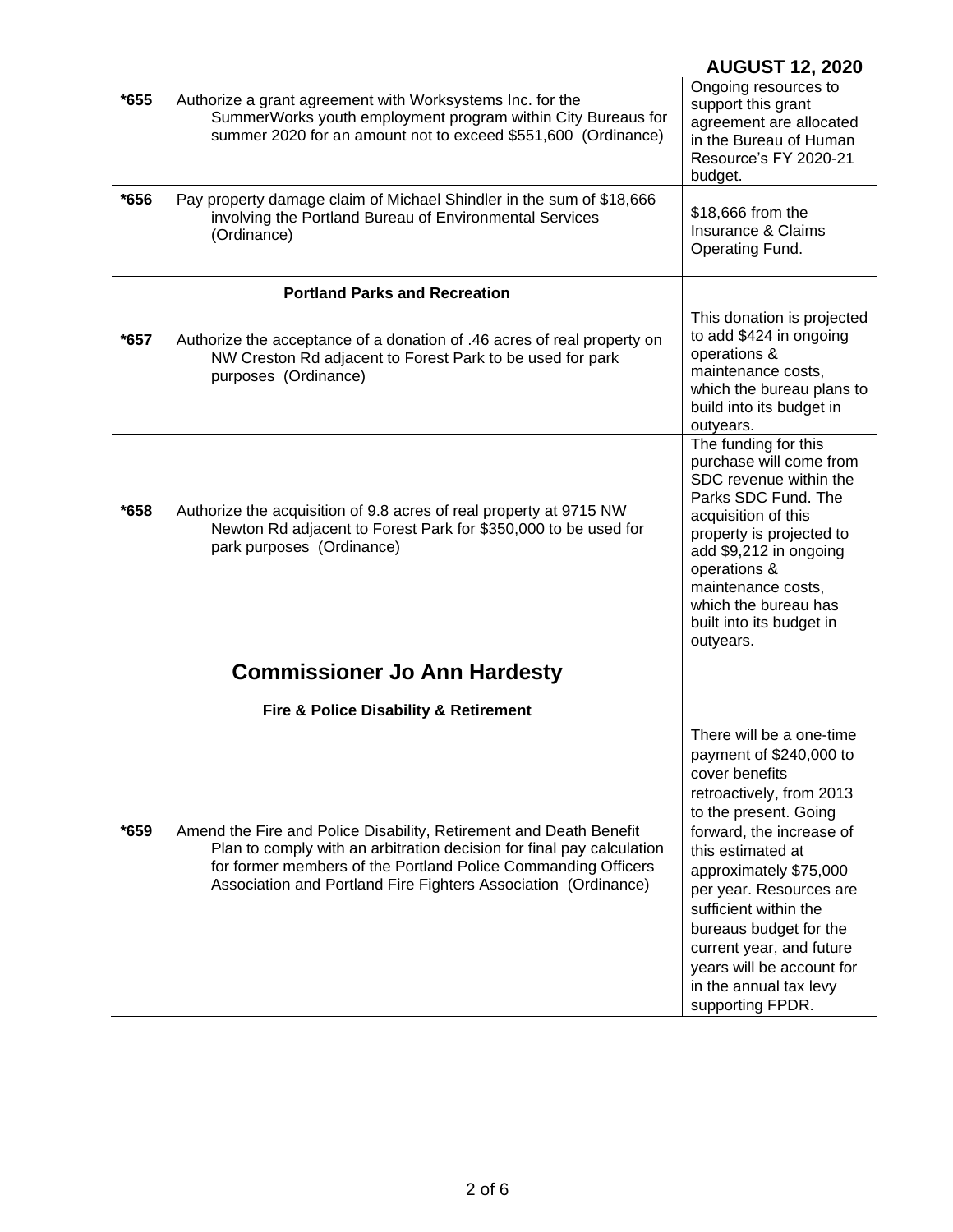**AUGUST 12, 2020**

| | | |
|---|---|---|
| *655 | Authorize a grant agreement with Worksystems Inc. for the SummerWorks youth employment program within City Bureaus for summer 2020 for an amount not to exceed $551,600 (Ordinance) | Ongoing resources to support this grant agreement are allocated in the Bureau of Human Resource's FY 2020-21 budget. |
| *656 | Pay property damage claim of Michael Shindler in the sum of $18,666 involving the Portland Bureau of Environmental Services (Ordinance) | $18,666 from the Insurance & Claims Operating Fund. |
| | **Portland Parks and Recreation** | |
| *657 | Authorize the acceptance of a donation of .46 acres of real property on NW Creston Rd adjacent to Forest Park to be used for park purposes (Ordinance) | This donation is projected to add $424 in ongoing operations & maintenance costs, which the bureau plans to build into its budget in outyears. |
| *658 | Authorize the acquisition of 9.8 acres of real property at 9715 NW Newton Rd adjacent to Forest Park for $350,000 to be used for park purposes (Ordinance) | The funding for this purchase will come from SDC revenue within the Parks SDC Fund. The acquisition of this property is projected to add $9,212 in ongoing operations & maintenance costs, which the bureau has built into its budget in outyears. |

## Commissioner Jo Ann Hardesty

**Fire & Police Disability & Retirement**

| | | |
|---|---|---|
| *659 | Amend the Fire and Police Disability, Retirement and Death Benefit Plan to comply with an arbitration decision for final pay calculation for former members of the Portland Police Commanding Officers Association and Portland Fire Fighters Association (Ordinance) | There will be a one-time payment of $240,000 to cover benefits retroactively, from 2013 to the present. Going forward, the increase of this estimated at approximately $75,000 per year. Resources are sufficient within the bureaus budget for the current year, and future years will be account for in the annual tax levy supporting FPDR. |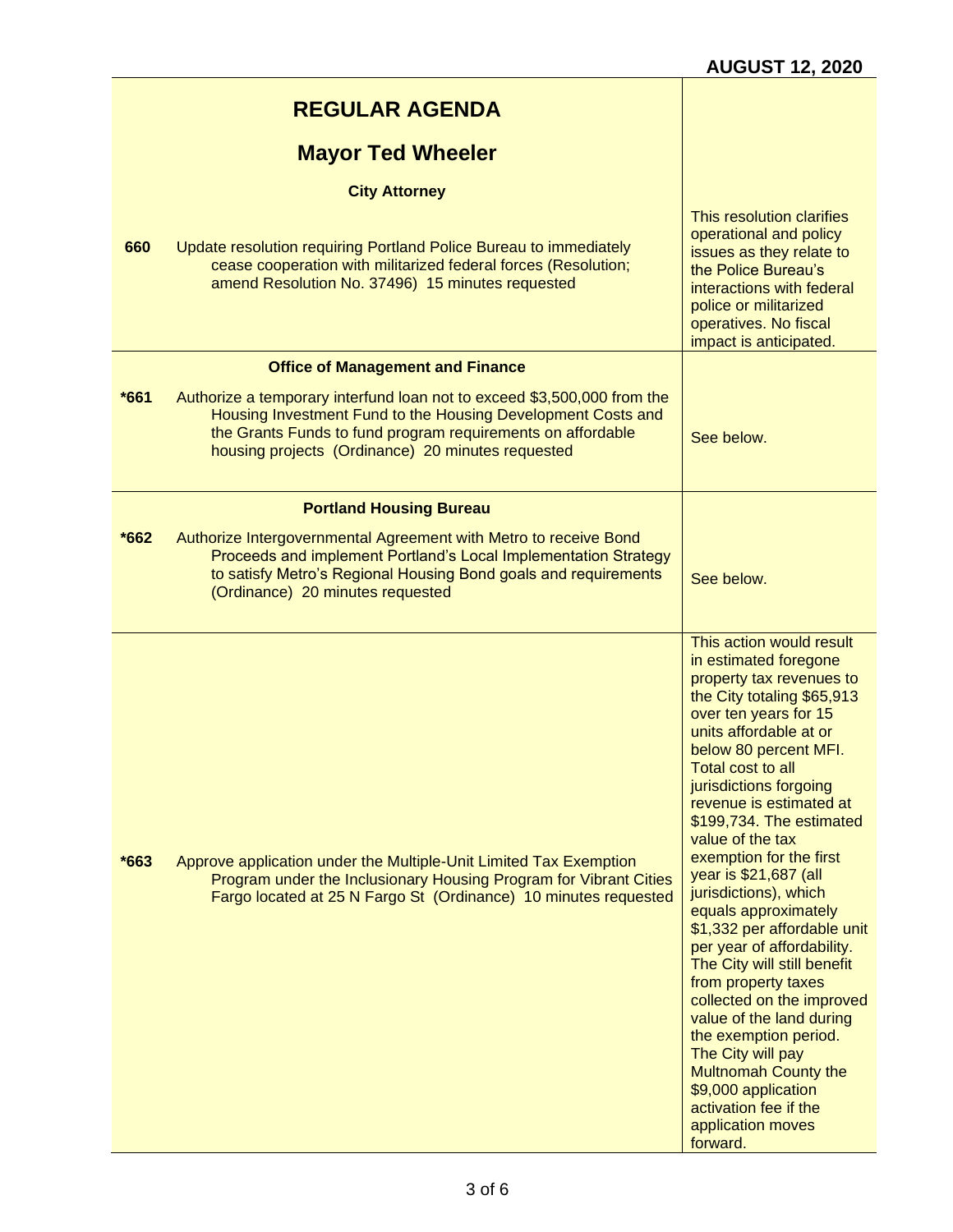**AUGUST 12, 2020**

## REGULAR AGENDA

## Mayor Ted Wheeler

### City Attorney

| | | |
|---|---|---|
| 660 | Update resolution requiring Portland Police Bureau to immediately cease cooperation with militarized federal forces (Resolution; amend Resolution No. 37496) 15 minutes requested | This resolution clarifies operational and policy issues as they relate to the Police Bureau's interactions with federal police or militarized operatives. No fiscal impact is anticipated. |

### Office of Management and Finance

| | | |
|---|---|---|
| *661 | Authorize a temporary interfund loan not to exceed $3,500,000 from the Housing Investment Fund to the Housing Development Costs and the Grants Funds to fund program requirements on affordable housing projects (Ordinance) 20 minutes requested | See below. |

### Portland Housing Bureau

| | | |
|---|---|---|
| *662 | Authorize Intergovernmental Agreement with Metro to receive Bond Proceeds and implement Portland's Local Implementation Strategy to satisfy Metro's Regional Housing Bond goals and requirements (Ordinance) 20 minutes requested | See below. |
| *663 | Approve application under the Multiple-Unit Limited Tax Exemption Program under the Inclusionary Housing Program for Vibrant Cities Fargo located at 25 N Fargo St (Ordinance) 10 minutes requested | This action would result in estimated foregone property tax revenues to the City totaling $65,913 over ten years for 15 units affordable at or below 80 percent MFI. Total cost to all jurisdictions forgoing revenue is estimated at $199,734. The estimated value of the tax exemption for the first year is $21,687 (all jurisdictions), which equals approximately $1,332 per affordable unit per year of affordability. The City will still benefit from property taxes collected on the improved value of the land during the exemption period. The City will pay Multnomah County the $9,000 application activation fee if the application moves forward. |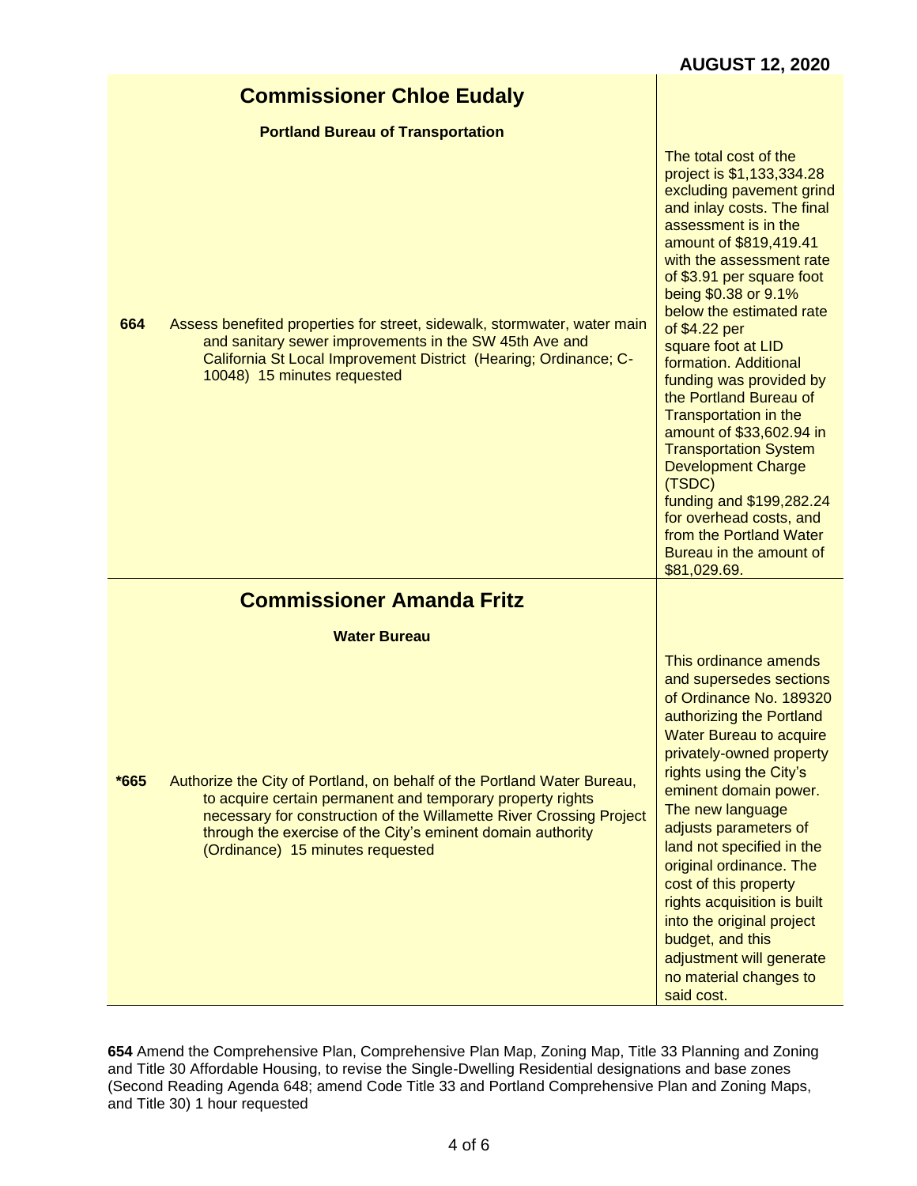**AUGUST 12, 2020**

## Commissioner Chloe Eudaly

### Portland Bureau of Transportation

| | | |
|---|---|---|
| **664** | Assess benefited properties for street, sidewalk, stormwater, water main and sanitary sewer improvements in the SW 45th Ave and California St Local Improvement District (Hearing; Ordinance; C-10048) 15 minutes requested | The total cost of the project is $1,133,334.28 excluding pavement grind and inlay costs. The final assessment is in the amount of $819,419.41 with the assessment rate of $3.91 per square foot being $0.38 or 9.1% below the estimated rate of $4.22 per square foot at LID formation. Additional funding was provided by the Portland Bureau of Transportation in the amount of $33,602.94 in Transportation System Development Charge (TSDC) funding and $199,282.24 for overhead costs, and from the Portland Water Bureau in the amount of $81,029.69. |

## Commissioner Amanda Fritz

### Water Bureau

| | | |
|---|---|---|
| ***665** | Authorize the City of Portland, on behalf of the Portland Water Bureau, to acquire certain permanent and temporary property rights necessary for construction of the Willamette River Crossing Project through the exercise of the City's eminent domain authority (Ordinance) 15 minutes requested | This ordinance amends and supersedes sections of Ordinance No. 189320 authorizing the Portland Water Bureau to acquire privately-owned property rights using the City's eminent domain power. The new language adjusts parameters of land not specified in the original ordinance. The cost of this property rights acquisition is built into the original project budget, and this adjustment will generate no material changes to said cost. |

**654** Amend the Comprehensive Plan, Comprehensive Plan Map, Zoning Map, Title 33 Planning and Zoning and Title 30 Affordable Housing, to revise the Single-Dwelling Residential designations and base zones (Second Reading Agenda 648; amend Code Title 33 and Portland Comprehensive Plan and Zoning Maps, and Title 30) 1 hour requested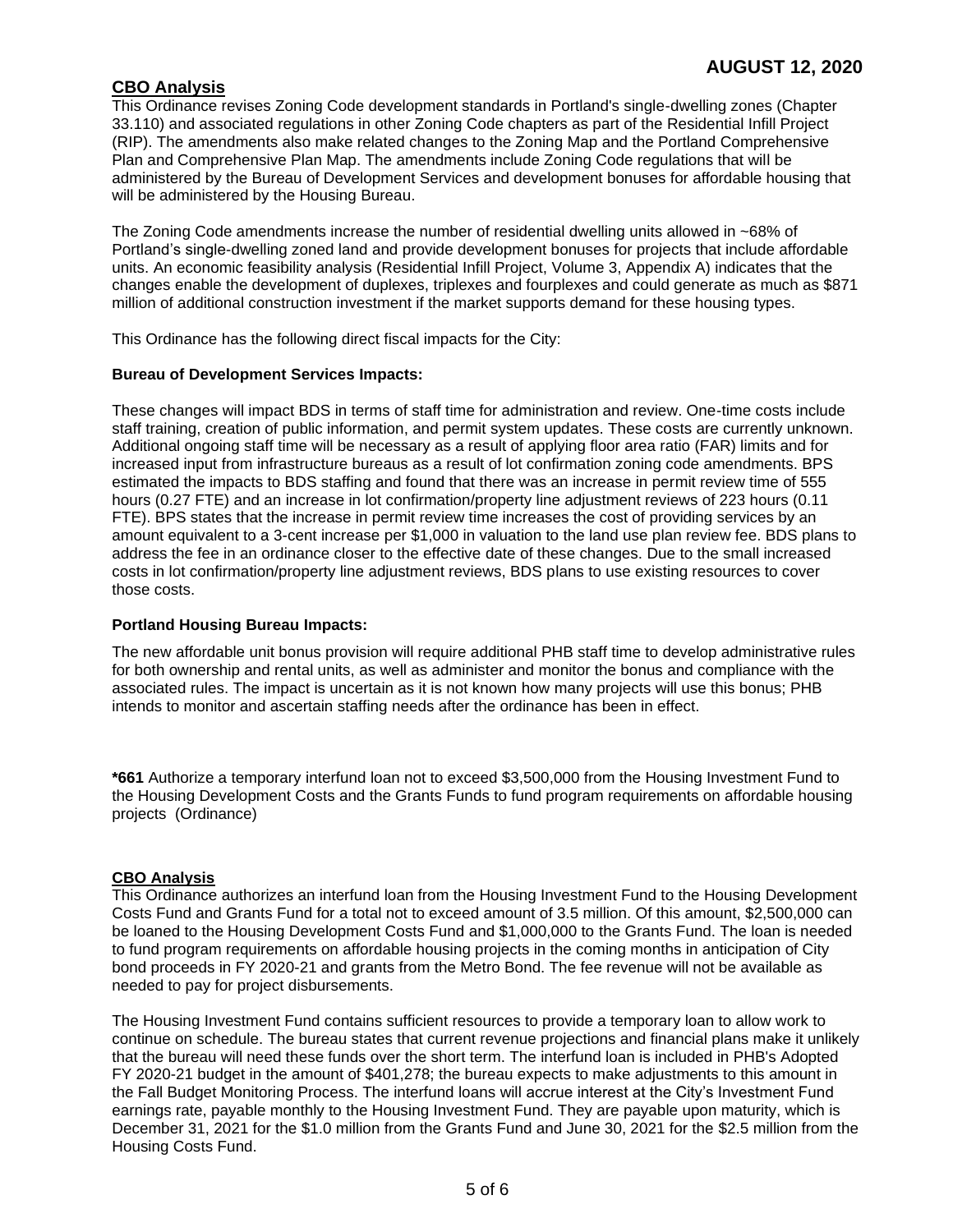**AUGUST 12, 2020**

## CBO Analysis

This Ordinance revises Zoning Code development standards in Portland's single-dwelling zones (Chapter 33.110) and associated regulations in other Zoning Code chapters as part of the Residential Infill Project (RIP). The amendments also make related changes to the Zoning Map and the Portland Comprehensive Plan and Comprehensive Plan Map. The amendments include Zoning Code regulations that will be administered by the Bureau of Development Services and development bonuses for affordable housing that will be administered by the Housing Bureau.

The Zoning Code amendments increase the number of residential dwelling units allowed in ~68% of Portland's single-dwelling zoned land and provide development bonuses for projects that include affordable units. An economic feasibility analysis (Residential Infill Project, Volume 3, Appendix A) indicates that the changes enable the development of duplexes, triplexes and fourplexes and could generate as much as $871 million of additional construction investment if the market supports demand for these housing types.

This Ordinance has the following direct fiscal impacts for the City:

**Bureau of Development Services Impacts:**

These changes will impact BDS in terms of staff time for administration and review. One-time costs include staff training, creation of public information, and permit system updates. These costs are currently unknown. Additional ongoing staff time will be necessary as a result of applying floor area ratio (FAR) limits and for increased input from infrastructure bureaus as a result of lot confirmation zoning code amendments. BPS estimated the impacts to BDS staffing and found that there was an increase in permit review time of 555 hours (0.27 FTE) and an increase in lot confirmation/property line adjustment reviews of 223 hours (0.11 FTE). BPS states that the increase in permit review time increases the cost of providing services by an amount equivalent to a 3-cent increase per $1,000 in valuation to the land use plan review fee. BDS plans to address the fee in an ordinance closer to the effective date of these changes. Due to the small increased costs in lot confirmation/property line adjustment reviews, BDS plans to use existing resources to cover those costs.

**Portland Housing Bureau Impacts:**

The new affordable unit bonus provision will require additional PHB staff time to develop administrative rules for both ownership and rental units, as well as administer and monitor the bonus and compliance with the associated rules. The impact is uncertain as it is not known how many projects will use this bonus; PHB intends to monitor and ascertain staffing needs after the ordinance has been in effect.

**\*661** Authorize a temporary interfund loan not to exceed $3,500,000 from the Housing Investment Fund to the Housing Development Costs and the Grants Funds to fund program requirements on affordable housing projects (Ordinance)

## CBO Analysis

This Ordinance authorizes an interfund loan from the Housing Investment Fund to the Housing Development Costs Fund and Grants Fund for a total not to exceed amount of 3.5 million. Of this amount, $2,500,000 can be loaned to the Housing Development Costs Fund and $1,000,000 to the Grants Fund. The loan is needed to fund program requirements on affordable housing projects in the coming months in anticipation of City bond proceeds in FY 2020-21 and grants from the Metro Bond. The fee revenue will not be available as needed to pay for project disbursements.

The Housing Investment Fund contains sufficient resources to provide a temporary loan to allow work to continue on schedule. The bureau states that current revenue projections and financial plans make it unlikely that the bureau will need these funds over the short term. The interfund loan is included in PHB's Adopted FY 2020-21 budget in the amount of $401,278; the bureau expects to make adjustments to this amount in the Fall Budget Monitoring Process. The interfund loans will accrue interest at the City's Investment Fund earnings rate, payable monthly to the Housing Investment Fund. They are payable upon maturity, which is December 31, 2021 for the $1.0 million from the Grants Fund and June 30, 2021 for the $2.5 million from the Housing Costs Fund.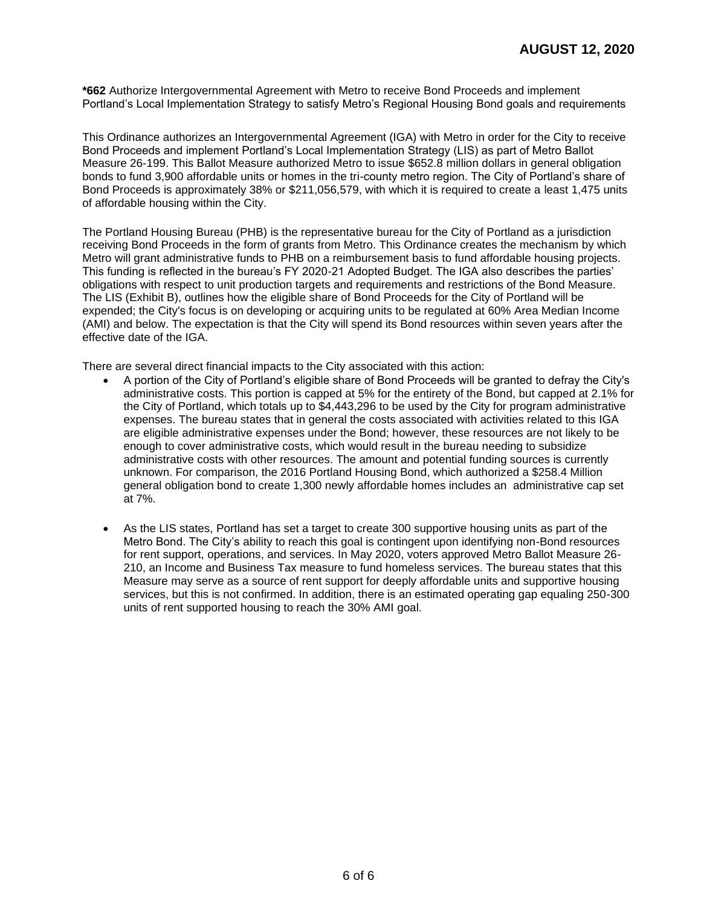**AUGUST 12, 2020**

***662** Authorize Intergovernmental Agreement with Metro to receive Bond Proceeds and implement Portland's Local Implementation Strategy to satisfy Metro's Regional Housing Bond goals and requirements

This Ordinance authorizes an Intergovernmental Agreement (IGA) with Metro in order for the City to receive Bond Proceeds and implement Portland's Local Implementation Strategy (LIS) as part of Metro Ballot Measure 26-199. This Ballot Measure authorized Metro to issue $652.8 million dollars in general obligation bonds to fund 3,900 affordable units or homes in the tri-county metro region. The City of Portland's share of Bond Proceeds is approximately 38% or $211,056,579, with which it is required to create a least 1,475 units of affordable housing within the City.

The Portland Housing Bureau (PHB) is the representative bureau for the City of Portland as a jurisdiction receiving Bond Proceeds in the form of grants from Metro. This Ordinance creates the mechanism by which Metro will grant administrative funds to PHB on a reimbursement basis to fund affordable housing projects. This funding is reflected in the bureau's FY 2020-21 Adopted Budget. The IGA also describes the parties' obligations with respect to unit production targets and requirements and restrictions of the Bond Measure. The LIS (Exhibit B), outlines how the eligible share of Bond Proceeds for the City of Portland will be expended; the City's focus is on developing or acquiring units to be regulated at 60% Area Median Income (AMI) and below. The expectation is that the City will spend its Bond resources within seven years after the effective date of the IGA.

There are several direct financial impacts to the City associated with this action:

- A portion of the City of Portland's eligible share of Bond Proceeds will be granted to defray the City's administrative costs. This portion is capped at 5% for the entirety of the Bond, but capped at 2.1% for the City of Portland, which totals up to $4,443,296 to be used by the City for program administrative expenses. The bureau states that in general the costs associated with activities related to this IGA are eligible administrative expenses under the Bond; however, these resources are not likely to be enough to cover administrative costs, which would result in the bureau needing to subsidize administrative costs with other resources. The amount and potential funding sources is currently unknown. For comparison, the 2016 Portland Housing Bond, which authorized a $258.4 Million general obligation bond to create 1,300 newly affordable homes includes an administrative cap set at 7%.

- As the LIS states, Portland has set a target to create 300 supportive housing units as part of the Metro Bond. The City's ability to reach this goal is contingent upon identifying non-Bond resources for rent support, operations, and services. In May 2020, voters approved Metro Ballot Measure 26-210, an Income and Business Tax measure to fund homeless services. The bureau states that this Measure may serve as a source of rent support for deeply affordable units and supportive housing services, but this is not confirmed. In addition, there is an estimated operating gap equaling 250-300 units of rent supported housing to reach the 30% AMI goal.